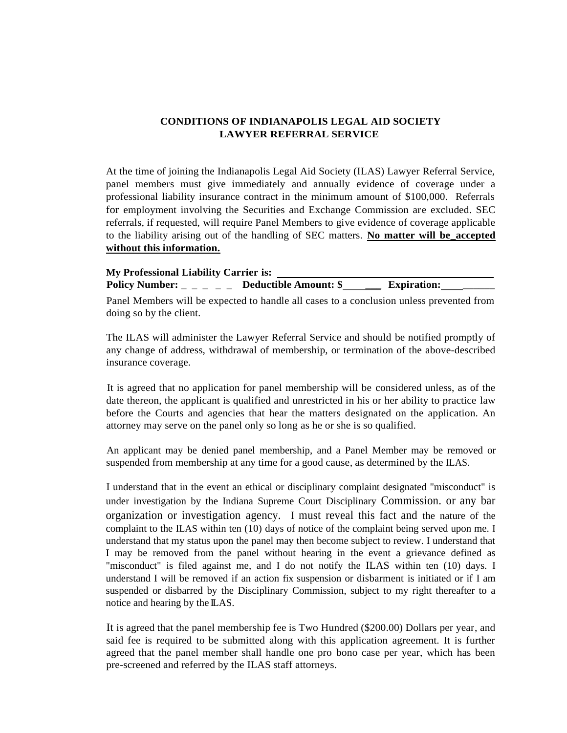**CONDITIONS OF INDIANAPOLIS LEGAL AID SOCIETY**
**LAWYER REFERRAL SERVICE**

At the time of joining the Indianapolis Legal Aid Society (ILAS) Lawyer Referral Service, panel members must give immediately and annually evidence of coverage under a professional liability insurance contract in the minimum amount of $100,000. Referrals for employment involving the Securities and Exchange Commission are excluded. SEC referrals, if requested, will require Panel Members to give evidence of coverage applicable to the liability arising out of the handling of SEC matters. **No matter will be_accepted without this information.**

**My Professional Liability Carrier is:** ______________________________________

**Policy Number:** _ _ _ _ _ **Deductible Amount: $**_______ **Expiration:**__________

Panel Members will be expected to handle all cases to a conclusion unless prevented from doing so by the client.

The ILAS will administer the Lawyer Referral Service and should be notified promptly of any change of address, withdrawal of membership, or termination of the above-described insurance coverage.

It is agreed that no application for panel membership will be considered unless, as of the date thereon, the applicant is qualified and unrestricted in his or her ability to practice law before the Courts and agencies that hear the matters designated on the application. An attorney may serve on the panel only so long as he or she is so qualified.

An applicant may be denied panel membership, and a Panel Member may be removed or suspended from membership at any time for a good cause, as determined by the ILAS.

I understand that in the event an ethical or disciplinary complaint designated "misconduct" is under investigation by the Indiana Supreme Court Disciplinary Commission. or any bar organization or investigation agency. I must reveal this fact and the nature of the complaint to the ILAS within ten (10) days of notice of the complaint being served upon me. I understand that my status upon the panel may then become subject to review. I understand that I may be removed from the panel without hearing in the event a grievance defined as "misconduct" is filed against me, and I do not notify the ILAS within ten (10) days. I understand I will be removed if an action fix suspension or disbarment is initiated or if I am suspended or disbarred by the Disciplinary Commission, subject to my right thereafter to a notice and hearing by the ILAS.

It is agreed that the panel membership fee is Two Hundred ($200.00) Dollars per year, and said fee is required to be submitted along with this application agreement. It is further agreed that the panel member shall handle one pro bono case per year, which has been pre-screened and referred by the ILAS staff attorneys.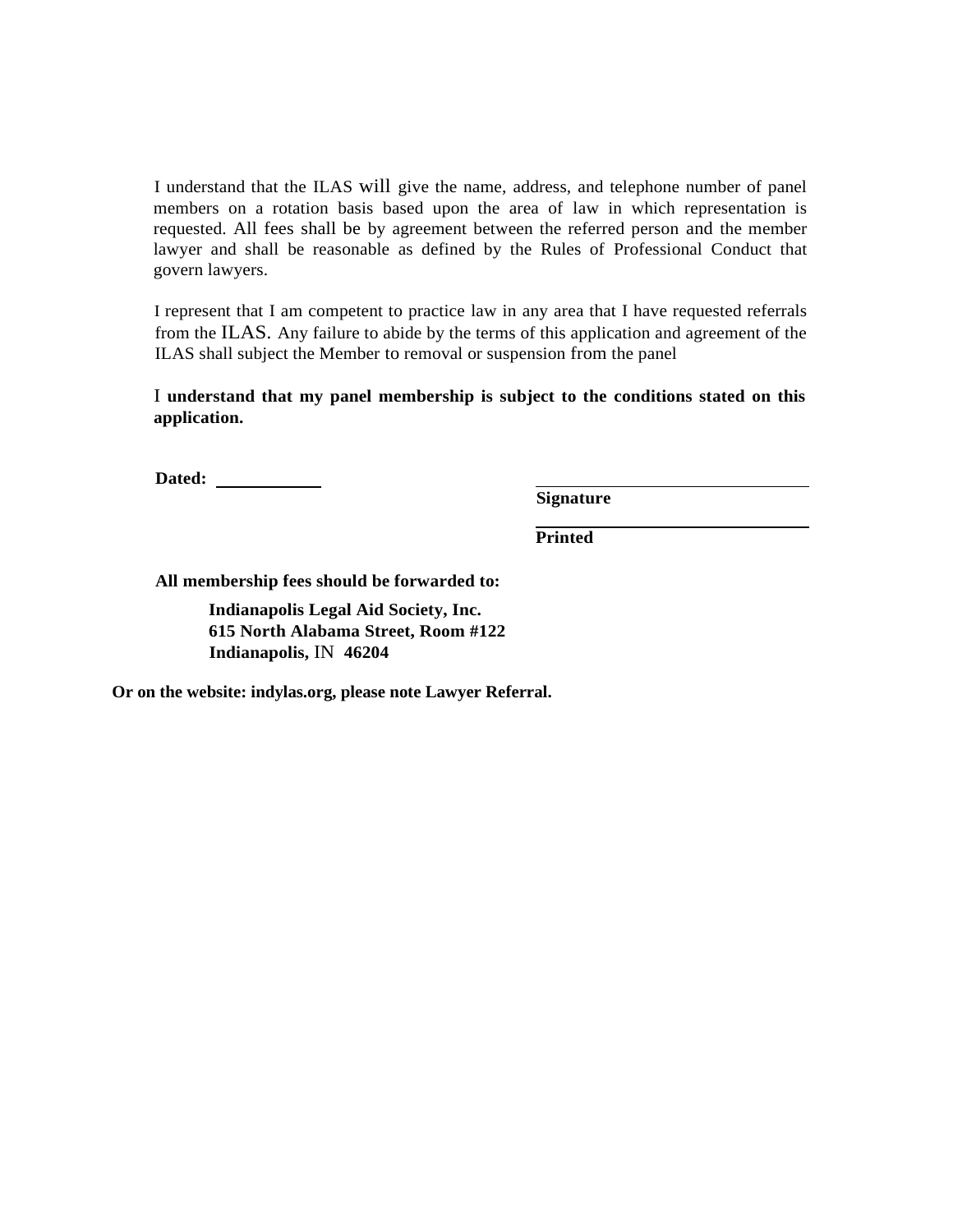I understand that the ILAS will give the name, address, and telephone number of panel members on a rotation basis based upon the area of law in which representation is requested. All fees shall be by agreement between the referred person and the member lawyer and shall be reasonable as defined by the Rules of Professional Conduct that govern lawyers.

I represent that I am competent to practice law in any area that I have requested referrals from the ILAS. Any failure to abide by the terms of this application and agreement of the ILAS shall subject the Member to removal or suspension from the panel

I **understand that my panel membership is subject to the conditions stated on this application.**

**Dated:** ____________

______________________________
**Signature**

______________________________
**Printed**

**All membership fees should be forwarded to:**

**Indianapolis Legal Aid Society, Inc.**
**615 North Alabama Street, Room #122**
**Indianapolis,** IN **46204**

**Or on the website: indylas.org, please note Lawyer Referral.**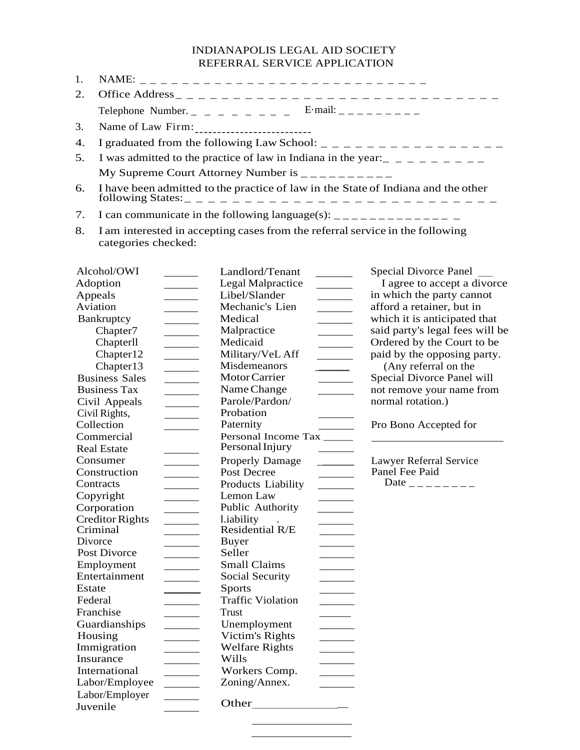# INDIANAPOLIS LEGAL AID SOCIETY
## REFERRAL SERVICE APPLICATION

1. NAME: _ _ _ _ _ _ _ _ _ _ _ _ _ _ _ _ _ _ _ _ _ _ _ _ _ _ _ _ _
2. Office Address_ _ _ _ _ _ _ _ _ _ _ _ _ _ _ _ _ _ _ _ _ _ _ _ _ _ _ _ _ _ _ _ _

   Telephone Number. _ _ _ _ _ _ _ _ _ E·mail: _ _ _ _ _ _ _ _ _ _
3. Name of Law Firm:__________________________
4. I graduated from the following I.aw School: _ _ _ _ _ _ _ _ _ _ _ _ _ _ _ _ _ _
5. I was admitted to the practice of law in Indiana in the year:_ _ _ _ _ _ _ _ _ _

   My Supreme Court Attorney Number is _ _ _ _ _ _ _ _ _ _
6. I have been admitted to the practice of law in the State of Indiana and the other following States:_ _ _ _ _ _ _ _ _ _ _ _ _ _ _ _ _ _ _ _ _ _ _ _ _ _ _ _ _
7. I can communicate in the following language(s): _ _ _ _ _ _ _ _ _ _ _ _ _ _
8. I am interested in accepting cases from the referral service in the following categories checked:

| | | | | |
|---|---|---|---|---|
| Alcohol/OWI | ______ | Landlord/Tenant | ______ | Special Divorce Panel ___ |
| Adoption | ______ | Legal Malpractice | ______ | I agree to accept a divorce in which the party cannot afford a retainer, but in which it is anticipated that said party's legal fees will be Ordered by the Court to be paid by the opposing party. (Any referral on the Special Divorce Panel will not remove your name from normal rotation.) |
| Appeals | ______ | Libel/Slander | ______ | |
| Aviation | ______ | Mechanic's Lien | ______ | |
| Bankruptcy | ______ | Medical | ______ | |
| Chapter7 | ______ | Malpractice | ______ | |
| Chapterll | ______ | Medicaid | ______ | |
| Chapter12 | ______ | Military/VeL Aff | ______ | |
| Chapter13 | ______ | Misdemeanors | ______ | |
| Business Sales | ______ | Motor Carrier | ______ | |
| Business Tax | ______ | Name Change | ______ | |
| Civil Appeals | ______ | Parole/Pardon/ Probation | ______ | |
| Civil Rights, | ______ | Paternity | ______ | Pro Bono Accepted for ______________________ |
| Collection | ______ | Personal Income Tax | _____ | |
| Commercial Real Estate | ______ | Personal Injury | ______ | |
| Consumer | ______ | Properly Damage | ______ | Lawyer Referral Service Panel Fee Paid Date _ _ _ _ _ _ _ _ |
| Construction | ______ | Post Decree | ______ | |
| Contracts | ______ | Products Liability | ______ | |
| Copyright | ______ | Lemon Law | ______ | |
| Corporation | ______ | Public Authority l.iability | ______ | |
| Creditor Rights | ______ | Residential R/E | ______ | |
| Criminal | ______ | Buyer | ______ | |
| Divorce | ______ | Seller | ______ | |
| Post Divorce | ______ | Small Claims | ______ | |
| Employment | ______ | Social Security | ______ | |
| Entertainment | ______ | Sports | ______ | |
| Estate | ______ | Traffic Violation | ______ | |
| Federal | ______ | Trust | ______ | |
| Franchise | ______ | Unemployment | ______ | |
| Guardianships | ______ | Victim's Rights | ______ | |
| Housing | ______ | Welfare Rights | ______ | |
| Immigration | ______ | Wills | ______ | |
| Insurance | ______ | Workers Comp. | ______ | |
| International | ______ | Zoning/Annex. | ______ | |
| Labor/Employee | ______ | Other_______________ | | |
| Labor/Employer | ______ | _________________ | | |
| Juvenile | ______ | _________________ | | |